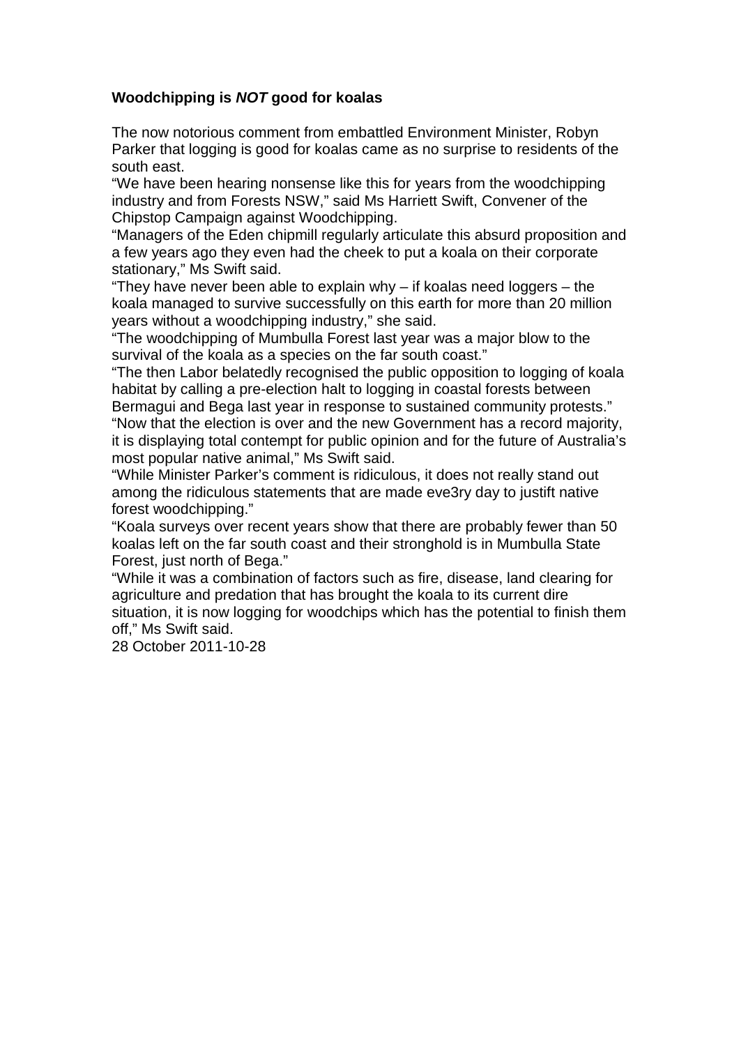**Woodchipping is *NOT* good for koalas**

The now notorious comment from embattled Environment Minister, Robyn Parker that logging is good for koalas came as no surprise to residents of the south east.

"We have been hearing nonsense like this for years from the woodchipping industry and from Forests NSW," said Ms Harriett Swift, Convener of the Chipstop Campaign against Woodchipping.

"Managers of the Eden chipmill regularly articulate this absurd proposition and a few years ago they even had the cheek to put a koala on their corporate stationary," Ms Swift said.

"They have never been able to explain why – if koalas need loggers – the koala managed to survive successfully on this earth for more than 20 million years without a woodchipping industry," she said.

"The woodchipping of Mumbulla Forest last year was a major blow to the survival of the koala as a species on the far south coast."

"The then Labor belatedly recognised the public opposition to logging of koala habitat by calling a pre-election halt to logging in coastal forests between Bermagui and Bega last year in response to sustained community protests."

"Now that the election is over and the new Government has a record majority, it is displaying total contempt for public opinion and for the future of Australia's most popular native animal," Ms Swift said.

"While Minister Parker's comment is ridiculous, it does not really stand out among the ridiculous statements that are made eve3ry day to justift native forest woodchipping."

"Koala surveys over recent years show that there are probably fewer than 50 koalas left on the far south coast and their stronghold is in Mumbulla State Forest, just north of Bega."

"While it was a combination of factors such as fire, disease, land clearing for agriculture and predation that has brought the koala to its current dire situation, it is now logging for woodchips which has the potential to finish them off," Ms Swift said.

28 October 2011-10-28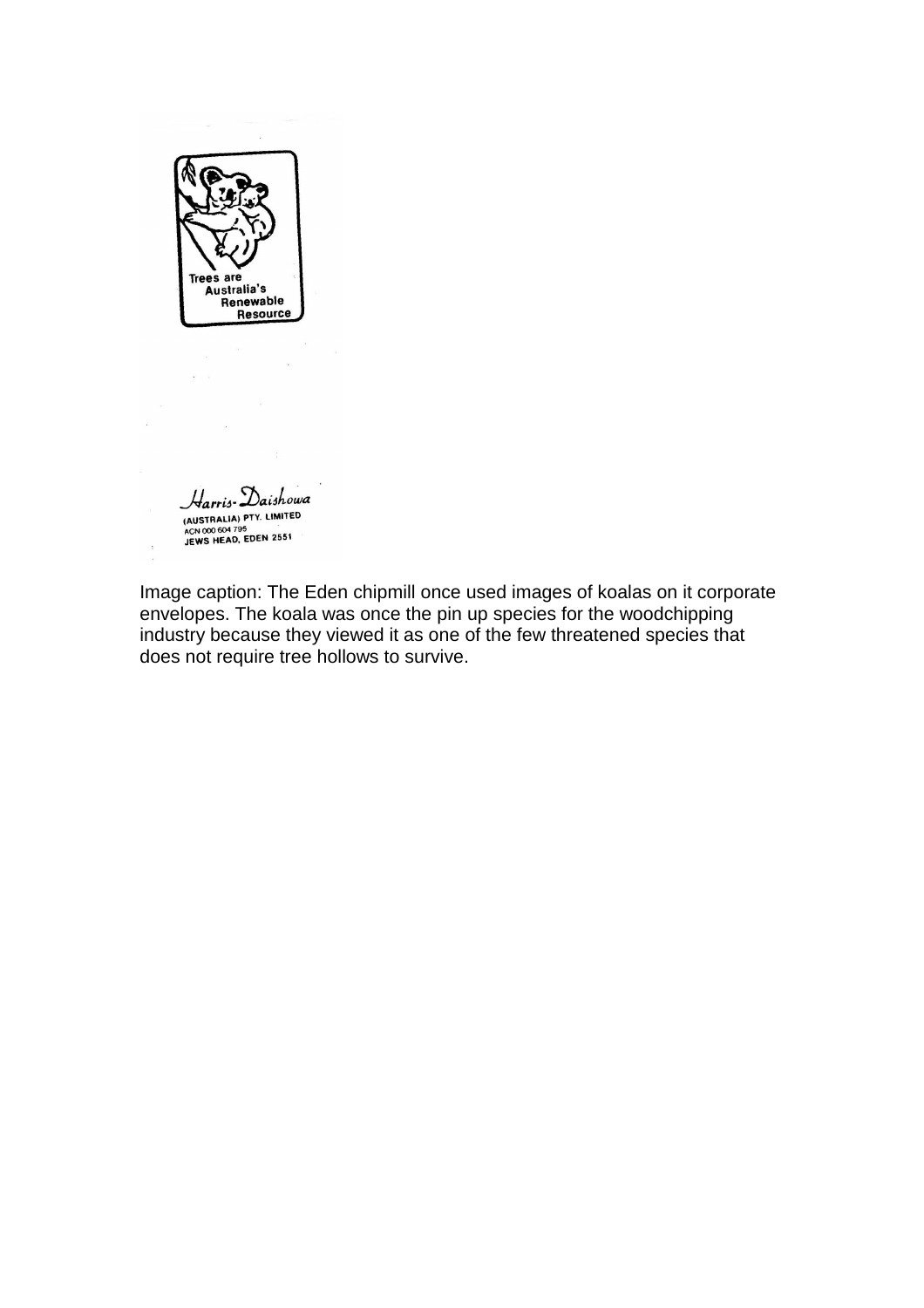Trees are
Australia's
Renewable
Resource

Harris-Daishowa
(AUSTRALIA) PTY. LIMITED
ACN 000 604 795
JEWS HEAD, EDEN 2551

Image caption: The Eden chipmill once used images of koalas on it corporate envelopes. The koala was once the pin up species for the woodchipping industry because they viewed it as one of the few threatened species that does not require tree hollows to survive.